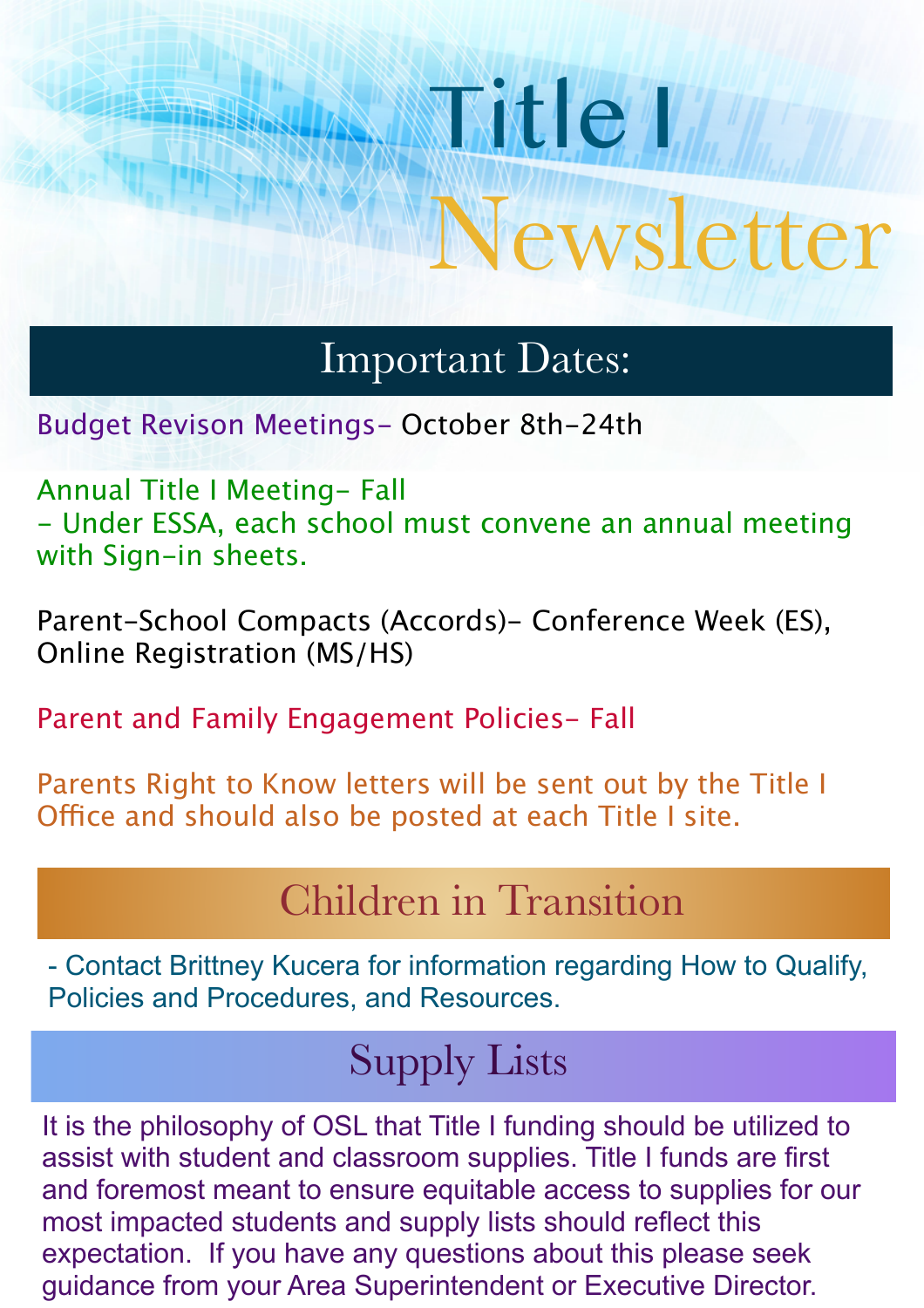# Title I Newsletter

## Important Dates:

Budget Revison Meetings- October 8th-24th

Annual Title I Meeting- Fall
- Under ESSA, each school must convene an annual meeting with Sign-in sheets.

Parent-School Compacts (Accords)- Conference Week (ES), Online Registration (MS/HS)

Parent and Family Engagement Policies- Fall

Parents Right to Know letters will be sent out by the Title I Office and should also be posted at each Title I site.

## Children in Transition

- Contact Brittney Kucera for information regarding How to Qualify, Policies and Procedures, and Resources.

## Supply Lists

It is the philosophy of OSL that Title I funding should be utilized to assist with student and classroom supplies. Title I funds are first and foremost meant to ensure equitable access to supplies for our most impacted students and supply lists should reflect this expectation. If you have any questions about this please seek guidance from your Area Superintendent or Executive Director.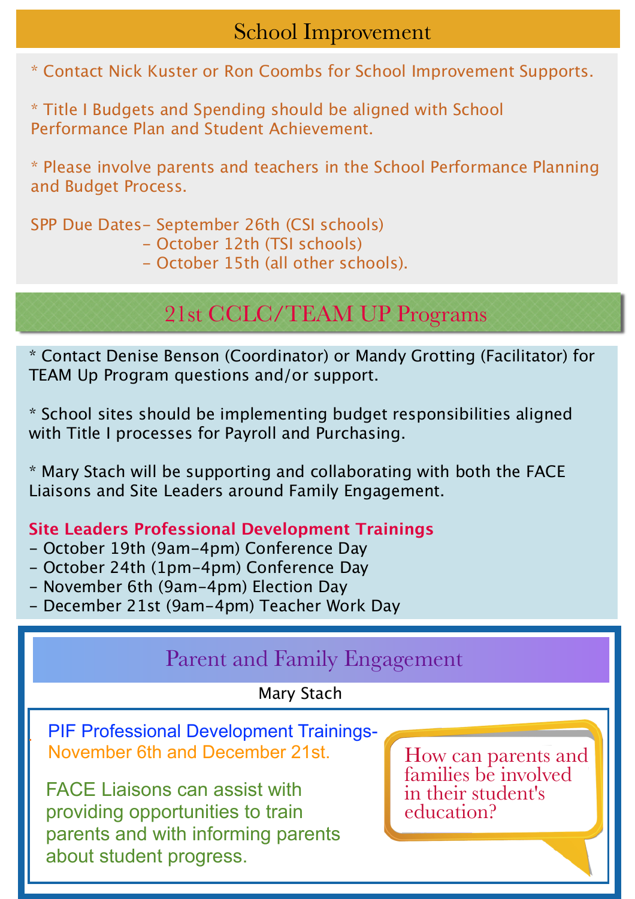## School Improvement

* Contact Nick Kuster or Ron Coombs for School Improvement Supports.

* Title I Budgets and Spending should be aligned with School Performance Plan and Student Achievement.

* Please involve parents and teachers in the School Performance Planning and Budget Process.

SPP Due Dates- September 26th (CSI schools)
- October 12th (TSI schools)
- October 15th (all other schools).

## 21st CCLC/TEAM UP Programs

* Contact Denise Benson (Coordinator) or Mandy Grotting (Facilitator) for TEAM Up Program questions and/or support.

* School sites should be implementing budget responsibilities aligned with Title I processes for Payroll and Purchasing.

* Mary Stach will be supporting and collaborating with both the FACE Liaisons and Site Leaders around Family Engagement.

**Site Leaders Professional Development Trainings**
- October 19th (9am-4pm) Conference Day
- October 24th (1pm-4pm) Conference Day
- November 6th (9am-4pm) Election Day
- December 21st (9am-4pm) Teacher Work Day

## Parent and Family Engagement

Mary Stach

PIF Professional Development Trainings- November 6th and December 21st.

FACE Liaisons can assist with providing opportunities to train parents and with informing parents about student progress.

How can parents and families be involved in their student's education?